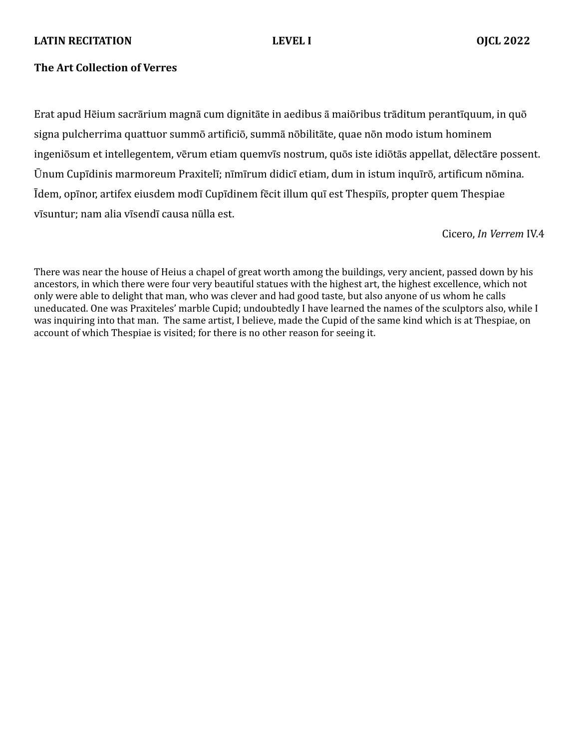**LATIN RECITATION** **LEVEL I** **OJCL 2022**

**The Art Collection of Verres**

Erat apud Hēium sacrārium magnā cum dignitāte in aedibus ā maiōribus trāditum perantīquum, in quō signa pulcherrima quattuor summō artificiō, summā nōbilitāte, quae nōn modo istum hominem ingeniōsum et intellegentem, vērum etiam quemvīs nostrum, quōs iste idiōtās appellat, dēlectāre possent. Ūnum Cupīdinis marmoreum Praxitelī; nīmīrum didicī etiam, dum in istum inquīrō, artificum nōmina. Īdem, opīnor, artifex eiusdem modī Cupīdinem fēcit illum quī est Thespiīs, propter quem Thespiae vīsuntur; nam alia vīsendī causa nūlla est.

Cicero, *In Verrem* IV.4

There was near the house of Heius a chapel of great worth among the buildings, very ancient, passed down by his ancestors, in which there were four very beautiful statues with the highest art, the highest excellence, which not only were able to delight that man, who was clever and had good taste, but also anyone of us whom he calls uneducated. One was Praxiteles' marble Cupid; undoubtedly I have learned the names of the sculptors also, while I was inquiring into that man. The same artist, I believe, made the Cupid of the same kind which is at Thespiae, on account of which Thespiae is visited; for there is no other reason for seeing it.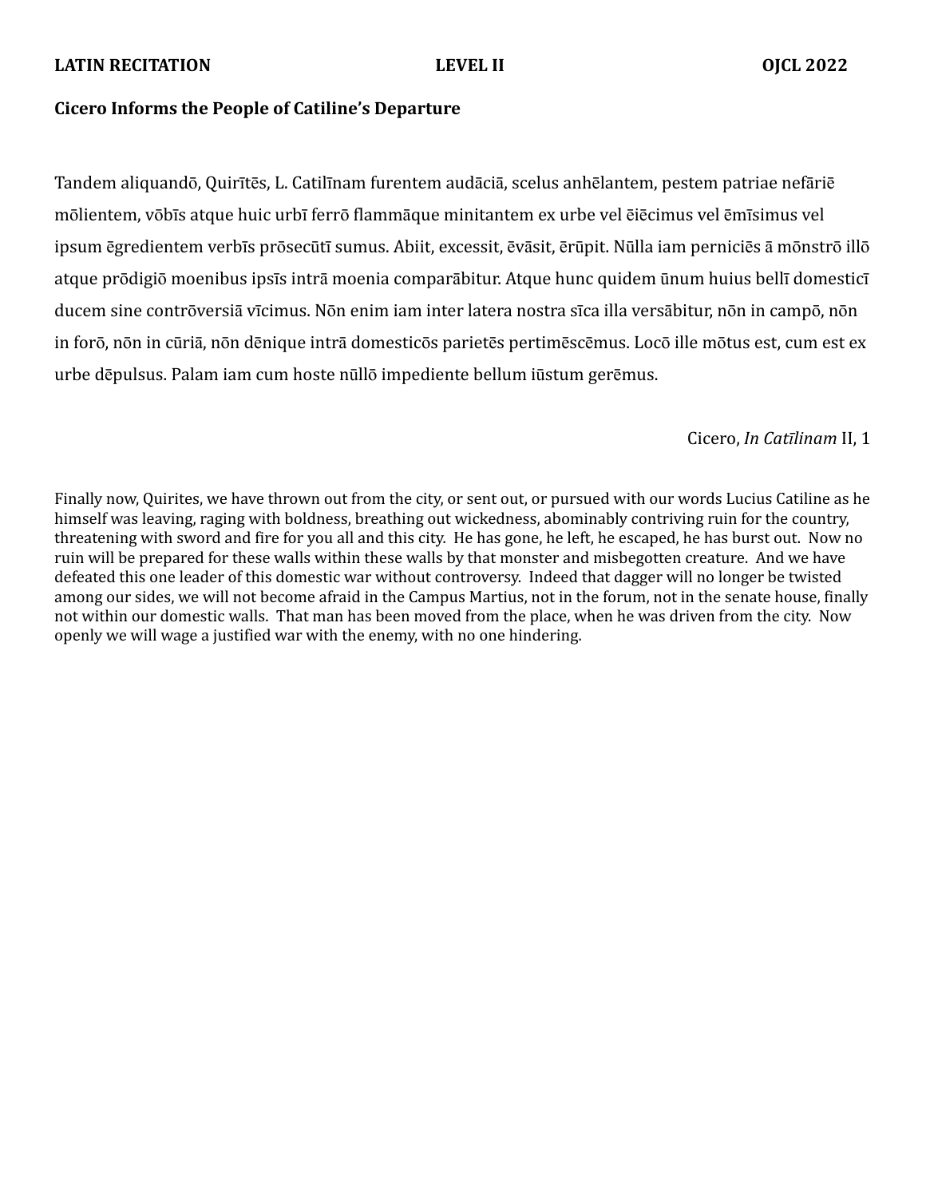**LATIN RECITATION LEVEL II OJCL 2022**

**Cicero Informs the People of Catiline's Departure**

Tandem aliquandō, Quirītēs, L. Catilīnam furentem audāciā, scelus anhēlantem, pestem patriae nefāriē mōlientem, vōbīs atque huic urbī ferrō flammāque minitantem ex urbe vel ēiēcimus vel ēmīsimus vel ipsum ēgredientem verbīs prōsecūtī sumus. Abiit, excessit, ēvāsit, ērūpit. Nūlla iam perniciēs ā mōnstrō illō atque prōdigiō moenibus ipsīs intrā moenia comparābitur. Atque hunc quidem ūnum huius bellī domesticī ducem sine contrōversiā vīcimus. Nōn enim iam inter latera nostra sīca illa versābitur, nōn in campō, nōn in forō, nōn in cūriā, nōn dēnique intrā domesticōs parietēs pertimēscēmus. Locō ille mōtus est, cum est ex urbe dēpulsus. Palam iam cum hoste nūllō impediente bellum iūstum gerēmus.

Cicero, *In Catīlinam* II, 1

Finally now, Quirites, we have thrown out from the city, or sent out, or pursued with our words Lucius Catiline as he himself was leaving, raging with boldness, breathing out wickedness, abominably contriving ruin for the country, threatening with sword and fire for you all and this city. He has gone, he left, he escaped, he has burst out. Now no ruin will be prepared for these walls within these walls by that monster and misbegotten creature. And we have defeated this one leader of this domestic war without controversy. Indeed that dagger will no longer be twisted among our sides, we will not become afraid in the Campus Martius, not in the forum, not in the senate house, finally not within our domestic walls. That man has been moved from the place, when he was driven from the city. Now openly we will wage a justified war with the enemy, with no one hindering.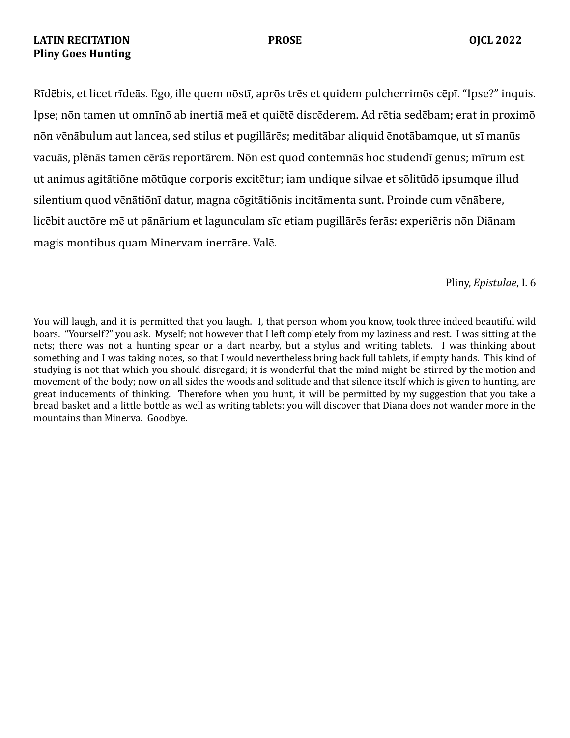**LATIN RECITATION** **PROSE** **OJCL 2022**

**Pliny Goes Hunting**

Rīdēbis, et licet rīdeās. Ego, ille quem nōstī, aprōs trēs et quidem pulcherrimōs cēpī. "Ipse?" inquis. Ipse; nōn tamen ut omnīnō ab inertiā meā et quiētē discēderem. Ad rētia sedēbam; erat in proximō nōn vēnābulum aut lancea, sed stilus et pugillārēs; meditābar aliquid ēnotābamque, ut sī manūs vacuās, plēnās tamen cērās reportārem. Nōn est quod contemnās hoc studendī genus; mīrum est ut animus agitātiōne mōtūque corporis excitētur; iam undique silvae et sōlitūdō ipsumque illud silentium quod vēnātiōnī datur, magna cōgitātiōnis incitāmenta sunt. Proinde cum vēnābere, licēbit auctōre mē ut pānārium et lagunculam sīc etiam pugillārēs ferās: experiēris nōn Diānam magis montibus quam Minervam inerrāre. Valē.

Pliny, *Epistulae*, I. 6

You will laugh, and it is permitted that you laugh. I, that person whom you know, took three indeed beautiful wild boars. "Yourself?" you ask. Myself; not however that I left completely from my laziness and rest. I was sitting at the nets; there was not a hunting spear or a dart nearby, but a stylus and writing tablets. I was thinking about something and I was taking notes, so that I would nevertheless bring back full tablets, if empty hands. This kind of studying is not that which you should disregard; it is wonderful that the mind might be stirred by the motion and movement of the body; now on all sides the woods and solitude and that silence itself which is given to hunting, are great inducements of thinking. Therefore when you hunt, it will be permitted by my suggestion that you take a bread basket and a little bottle as well as writing tablets: you will discover that Diana does not wander more in the mountains than Minerva. Goodbye.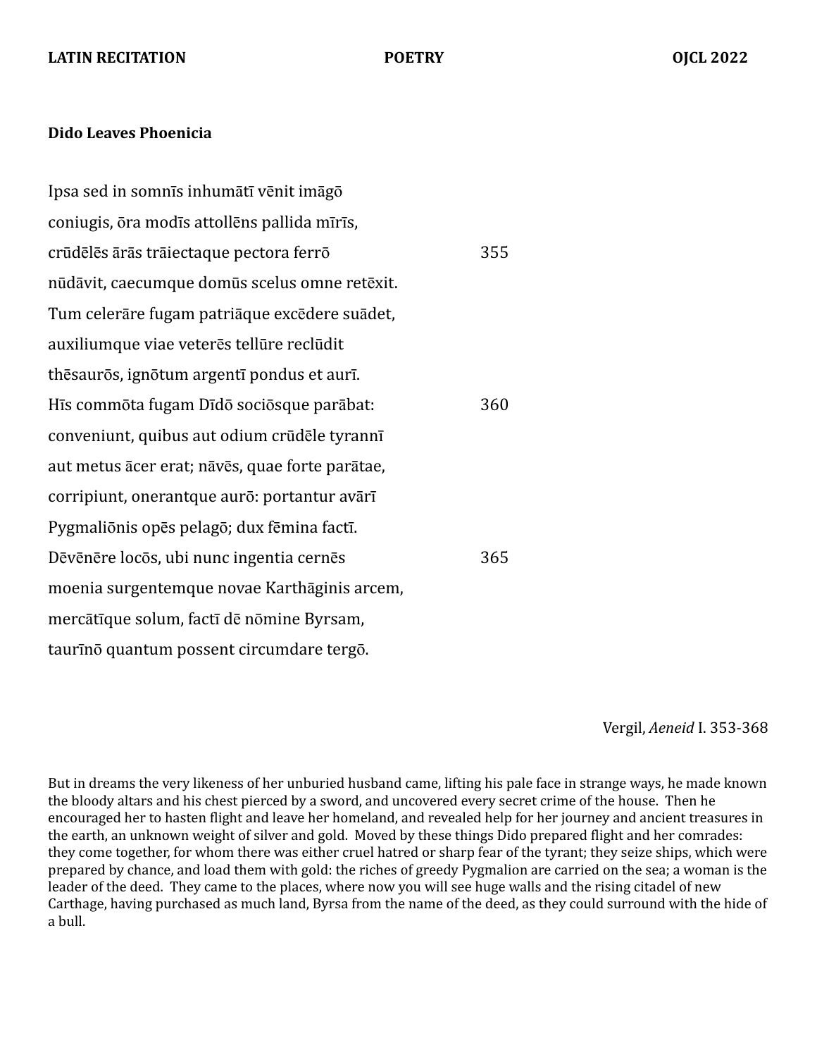## Dido Leaves Phoenicia

Ipsa sed in somnīs inhumātī vēnit imāgō  
coniugis, ōra modīs attollēns pallida mīrīs,  
crūdēlēs ārās trāiectaque pectora ferrō 355  
nūdāvit, caecumque domūs scelus omne retēxit.  
Tum celerāre fugam patriāque excēdere suādet,  
auxiliumque viae veterēs tellūre reclūdit  
thēsaurōs, ignōtum argentī pondus et aurī.  
Hīs commōta fugam Dīdō sociōsque parābat: 360  
conveniunt, quibus aut odium crūdēle tyrannī  
aut metus ācer erat; nāvēs, quae forte parātae,  
corripiunt, onerantque aurō: portantur avārī  
Pygmaliōnis opēs pelagō; dux fēmina factī.  
Dēvēnēre locōs, ubi nunc ingentia cernēs 365  
moenia surgentemque novae Karthāginis arcem,  
mercātīque solum, factī dē nōmine Byrsam,  
taurīnō quantum possent circumdare tergō.

Vergil, *Aeneid* I. 353-368

But in dreams the very likeness of her unburied husband came, lifting his pale face in strange ways, he made known the bloody altars and his chest pierced by a sword, and uncovered every secret crime of the house. Then he encouraged her to hasten flight and leave her homeland, and revealed help for her journey and ancient treasures in the earth, an unknown weight of silver and gold. Moved by these things Dido prepared flight and her comrades: they come together, for whom there was either cruel hatred or sharp fear of the tyrant; they seize ships, which were prepared by chance, and load them with gold: the riches of greedy Pygmalion are carried on the sea; a woman is the leader of the deed. They came to the places, where now you will see huge walls and the rising citadel of new Carthage, having purchased as much land, Byrsa from the name of the deed, as they could surround with the hide of a bull.